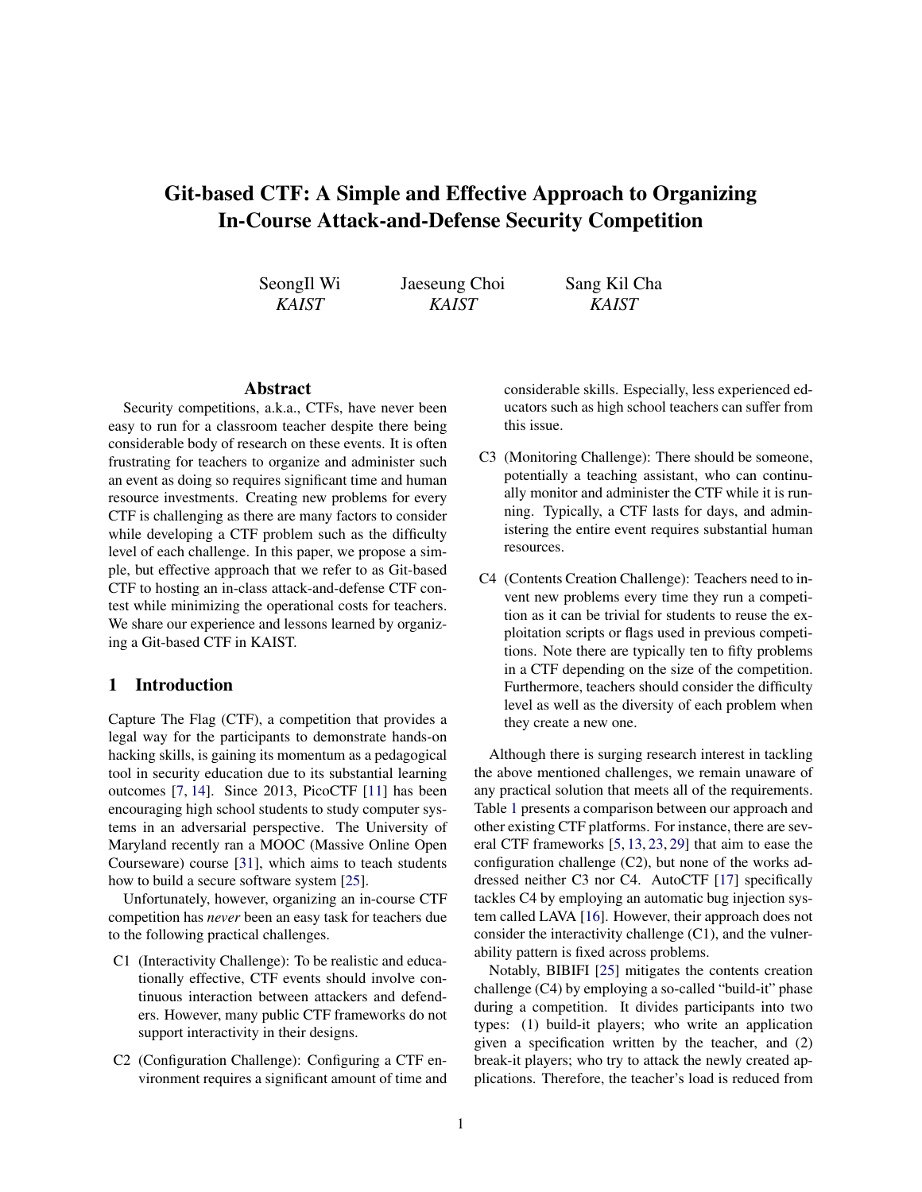# Git-based CTF: A Simple and Effective Approach to Organizing In-Course Attack-and-Defense Security Competition

SeongIl Wi
*KAIST*

Jaeseung Choi
*KAIST*

Sang Kil Cha
*KAIST*

## Abstract

Security competitions, a.k.a., CTFs, have never been easy to run for a classroom teacher despite there being considerable body of research on these events. It is often frustrating for teachers to organize and administer such an event as doing so requires significant time and human resource investments. Creating new problems for every CTF is challenging as there are many factors to consider while developing a CTF problem such as the difficulty level of each challenge. In this paper, we propose a simple, but effective approach that we refer to as Git-based CTF to hosting an in-class attack-and-defense CTF contest while minimizing the operational costs for teachers. We share our experience and lessons learned by organizing a Git-based CTF in KAIST.

## 1 Introduction

Capture The Flag (CTF), a competition that provides a legal way for the participants to demonstrate hands-on hacking skills, is gaining its momentum as a pedagogical tool in security education due to its substantial learning outcomes [7, 14]. Since 2013, PicoCTF [11] has been encouraging high school students to study computer systems in an adversarial perspective. The University of Maryland recently ran a MOOC (Massive Online Open Courseware) course [31], which aims to teach students how to build a secure software system [25].

Unfortunately, however, organizing an in-course CTF competition has *never* been an easy task for teachers due to the following practical challenges.

- C1 (Interactivity Challenge): To be realistic and educationally effective, CTF events should involve continuous interaction between attackers and defenders. However, many public CTF frameworks do not support interactivity in their designs.
- C2 (Configuration Challenge): Configuring a CTF environment requires a significant amount of time and considerable skills. Especially, less experienced educators such as high school teachers can suffer from this issue.
- C3 (Monitoring Challenge): There should be someone, potentially a teaching assistant, who can continually monitor and administer the CTF while it is running. Typically, a CTF lasts for days, and administering the entire event requires substantial human resources.
- C4 (Contents Creation Challenge): Teachers need to invent new problems every time they run a competition as it can be trivial for students to reuse the exploitation scripts or flags used in previous competitions. Note there are typically ten to fifty problems in a CTF depending on the size of the competition. Furthermore, teachers should consider the difficulty level as well as the diversity of each problem when they create a new one.

Although there is surging research interest in tackling the above mentioned challenges, we remain unaware of any practical solution that meets all of the requirements. Table 1 presents a comparison between our approach and other existing CTF platforms. For instance, there are several CTF frameworks [5, 13, 23, 29] that aim to ease the configuration challenge (C2), but none of the works addressed neither C3 nor C4. AutoCTF [17] specifically tackles C4 by employing an automatic bug injection system called LAVA [16]. However, their approach does not consider the interactivity challenge (C1), and the vulnerability pattern is fixed across problems.

Notably, BIBIFI [25] mitigates the contents creation challenge (C4) by employing a so-called "build-it" phase during a competition. It divides participants into two types: (1) build-it players; who write an application given a specification written by the teacher, and (2) break-it players; who try to attack the newly created applications. Therefore, the teacher's load is reduced from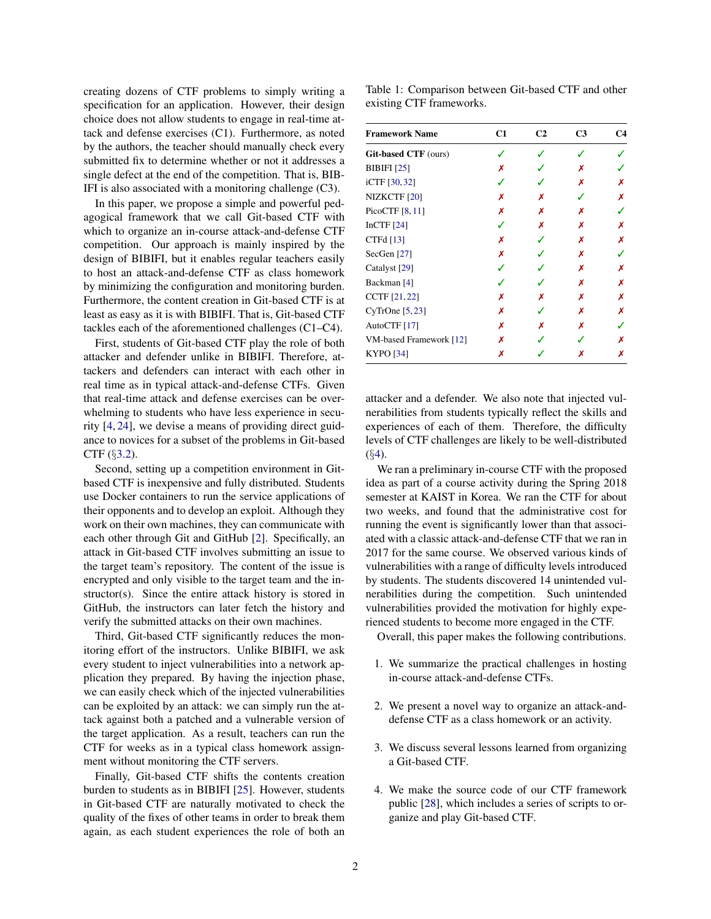creating dozens of CTF problems to simply writing a specification for an application. However, their design choice does not allow students to engage in real-time attack and defense exercises (C1). Furthermore, as noted by the authors, the teacher should manually check every submitted fix to determine whether or not it addresses a single defect at the end of the competition. That is, BIBIFI is also associated with a monitoring challenge (C3).

In this paper, we propose a simple and powerful pedagogical framework that we call Git-based CTF with which to organize an in-course attack-and-defense CTF competition. Our approach is mainly inspired by the design of BIBIFI, but it enables regular teachers easily to host an attack-and-defense CTF as class homework by minimizing the configuration and monitoring burden. Furthermore, the content creation in Git-based CTF is at least as easy as it is with BIBIFI. That is, Git-based CTF tackles each of the aforementioned challenges (C1–C4).

First, students of Git-based CTF play the role of both attacker and defender unlike in BIBIFI. Therefore, attackers and defenders can interact with each other in real time as in typical attack-and-defense CTFs. Given that real-time attack and defense exercises can be overwhelming to students who have less experience in security [4, 24], we devise a means of providing direct guidance to novices for a subset of the problems in Git-based CTF (§3.2).

Second, setting up a competition environment in Git-based CTF is inexpensive and fully distributed. Students use Docker containers to run the service applications of their opponents and to develop an exploit. Although they work on their own machines, they can communicate with each other through Git and GitHub [2]. Specifically, an attack in Git-based CTF involves submitting an issue to the target team's repository. The content of the issue is encrypted and only visible to the target team and the instructor(s). Since the entire attack history is stored in GitHub, the instructors can later fetch the history and verify the submitted attacks on their own machines.

Third, Git-based CTF significantly reduces the monitoring effort of the instructors. Unlike BIBIFI, we ask every student to inject vulnerabilities into a network application they prepared. By having the injection phase, we can easily check which of the injected vulnerabilities can be exploited by an attack: we can simply run the attack against both a patched and a vulnerable version of the target application. As a result, teachers can run the CTF for weeks as in a typical class homework assignment without monitoring the CTF servers.

Finally, Git-based CTF shifts the contents creation burden to students as in BIBIFI [25]. However, students in Git-based CTF are naturally motivated to check the quality of the fixes of other teams in order to break them again, as each student experiences the role of both an attacker and a defender. We also note that injected vulnerabilities from students typically reflect the skills and experiences of each of them. Therefore, the difficulty levels of CTF challenges are likely to be well-distributed (§4).

We ran a preliminary in-course CTF with the proposed idea as part of a course activity during the Spring 2018 semester at KAIST in Korea. We ran the CTF for about two weeks, and found that the administrative cost for running the event is significantly lower than that associated with a classic attack-and-defense CTF that we ran in 2017 for the same course. We observed various kinds of vulnerabilities with a range of difficulty levels introduced by students. The students discovered 14 unintended vulnerabilities during the competition. Such unintended vulnerabilities provided the motivation for highly experienced students to become more engaged in the CTF.

Overall, this paper makes the following contributions.

1. We summarize the practical challenges in hosting in-course attack-and-defense CTFs.
2. We present a novel way to organize an attack-and-defense CTF as a class homework or an activity.
3. We discuss several lessons learned from organizing a Git-based CTF.
4. We make the source code of our CTF framework public [28], which includes a series of scripts to organize and play Git-based CTF.

Table 1: Comparison between Git-based CTF and other existing CTF frameworks.

| Framework Name | C1 | C2 | C3 | C4 |
|---|---|---|---|---|
| **Git-based CTF** (ours) | ✓ | ✓ | ✓ | ✓ |
| BIBIFI [25] | ✗ | ✓ | ✗ | ✓ |
| iCTF [30, 32] | ✓ | ✓ | ✗ | ✗ |
| NIZKCTF [20] | ✗ | ✗ | ✓ | ✗ |
| PicoCTF [8, 11] | ✗ | ✗ | ✗ | ✓ |
| InCTF [24] | ✓ | ✗ | ✗ | ✗ |
| CTFd [13] | ✗ | ✓ | ✗ | ✗ |
| SecGen [27] | ✗ | ✓ | ✗ | ✓ |
| Catalyst [29] | ✓ | ✓ | ✗ | ✗ |
| Backman [4] | ✓ | ✓ | ✗ | ✗ |
| CCTF [21, 22] | ✗ | ✗ | ✗ | ✗ |
| CyTrOne [5, 23] | ✗ | ✓ | ✗ | ✗ |
| AutoCTF [17] | ✗ | ✗ | ✗ | ✓ |
| VM-based Framework [12] | ✗ | ✓ | ✓ | ✗ |
| KYPO [34] | ✗ | ✓ | ✗ | ✗ |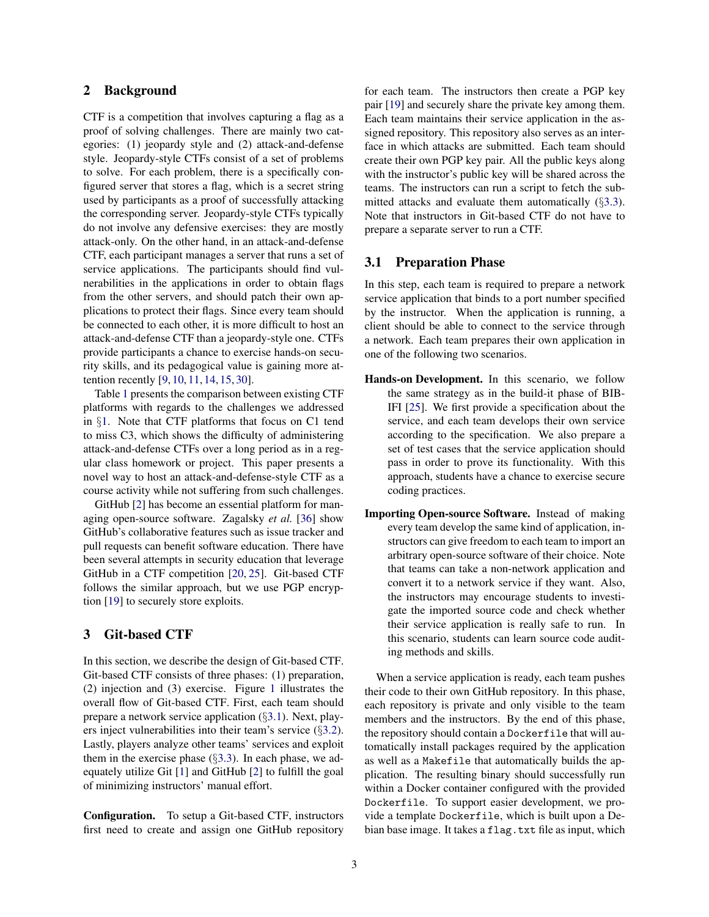## 2 Background

CTF is a competition that involves capturing a flag as a proof of solving challenges. There are mainly two categories: (1) jeopardy style and (2) attack-and-defense style. Jeopardy-style CTFs consist of a set of problems to solve. For each problem, there is a specifically configured server that stores a flag, which is a secret string used by participants as a proof of successfully attacking the corresponding server. Jeopardy-style CTFs typically do not involve any defensive exercises: they are mostly attack-only. On the other hand, in an attack-and-defense CTF, each participant manages a server that runs a set of service applications. The participants should find vulnerabilities in the applications in order to obtain flags from the other servers, and should patch their own applications to protect their flags. Since every team should be connected to each other, it is more difficult to host an attack-and-defense CTF than a jeopardy-style one. CTFs provide participants a chance to exercise hands-on security skills, and its pedagogical value is gaining more attention recently [9, 10, 11, 14, 15, 30].

Table 1 presents the comparison between existing CTF platforms with regards to the challenges we addressed in §1. Note that CTF platforms that focus on C1 tend to miss C3, which shows the difficulty of administering attack-and-defense CTFs over a long period as in a regular class homework or project. This paper presents a novel way to host an attack-and-defense-style CTF as a course activity while not suffering from such challenges.

GitHub [2] has become an essential platform for managing open-source software. Zagalsky *et al.* [36] show GitHub's collaborative features such as issue tracker and pull requests can benefit software education. There have been several attempts in security education that leverage GitHub in a CTF competition [20, 25]. Git-based CTF follows the similar approach, but we use PGP encryption [19] to securely store exploits.

## 3 Git-based CTF

In this section, we describe the design of Git-based CTF. Git-based CTF consists of three phases: (1) preparation, (2) injection and (3) exercise. Figure 1 illustrates the overall flow of Git-based CTF. First, each team should prepare a network service application (§3.1). Next, players inject vulnerabilities into their team's service (§3.2). Lastly, players analyze other teams' services and exploit them in the exercise phase (§3.3). In each phase, we adequately utilize Git [1] and GitHub [2] to fulfill the goal of minimizing instructors' manual effort.

**Configuration.** To setup a Git-based CTF, instructors first need to create and assign one GitHub repository for each team. The instructors then create a PGP key pair [19] and securely share the private key among them. Each team maintains their service application in the assigned repository. This repository also serves as an interface in which attacks are submitted. Each team should create their own PGP key pair. All the public keys along with the instructor's public key will be shared across the teams. The instructors can run a script to fetch the submitted attacks and evaluate them automatically (§3.3). Note that instructors in Git-based CTF do not have to prepare a separate server to run a CTF.

### 3.1 Preparation Phase

In this step, each team is required to prepare a network service application that binds to a port number specified by the instructor. When the application is running, a client should be able to connect to the service through a network. Each team prepares their own application in one of the following two scenarios.

**Hands-on Development.** In this scenario, we follow the same strategy as in the build-it phase of BIBIFI [25]. We first provide a specification about the service, and each team develops their own service according to the specification. We also prepare a set of test cases that the service application should pass in order to prove its functionality. With this approach, students have a chance to exercise secure coding practices.

**Importing Open-source Software.** Instead of making every team develop the same kind of application, instructors can give freedom to each team to import an arbitrary open-source software of their choice. Note that teams can take a non-network application and convert it to a network service if they want. Also, the instructors may encourage students to investigate the imported source code and check whether their service application is really safe to run. In this scenario, students can learn source code auditing methods and skills.

When a service application is ready, each team pushes their code to their own GitHub repository. In this phase, each repository is private and only visible to the team members and the instructors. By the end of this phase, the repository should contain a `Dockerfile` that will automatically install packages required by the application as well as a `Makefile` that automatically builds the application. The resulting binary should successfully run within a Docker container configured with the provided `Dockerfile`. To support easier development, we provide a template `Dockerfile`, which is built upon a Debian base image. It takes a `flag.txt` file as input, which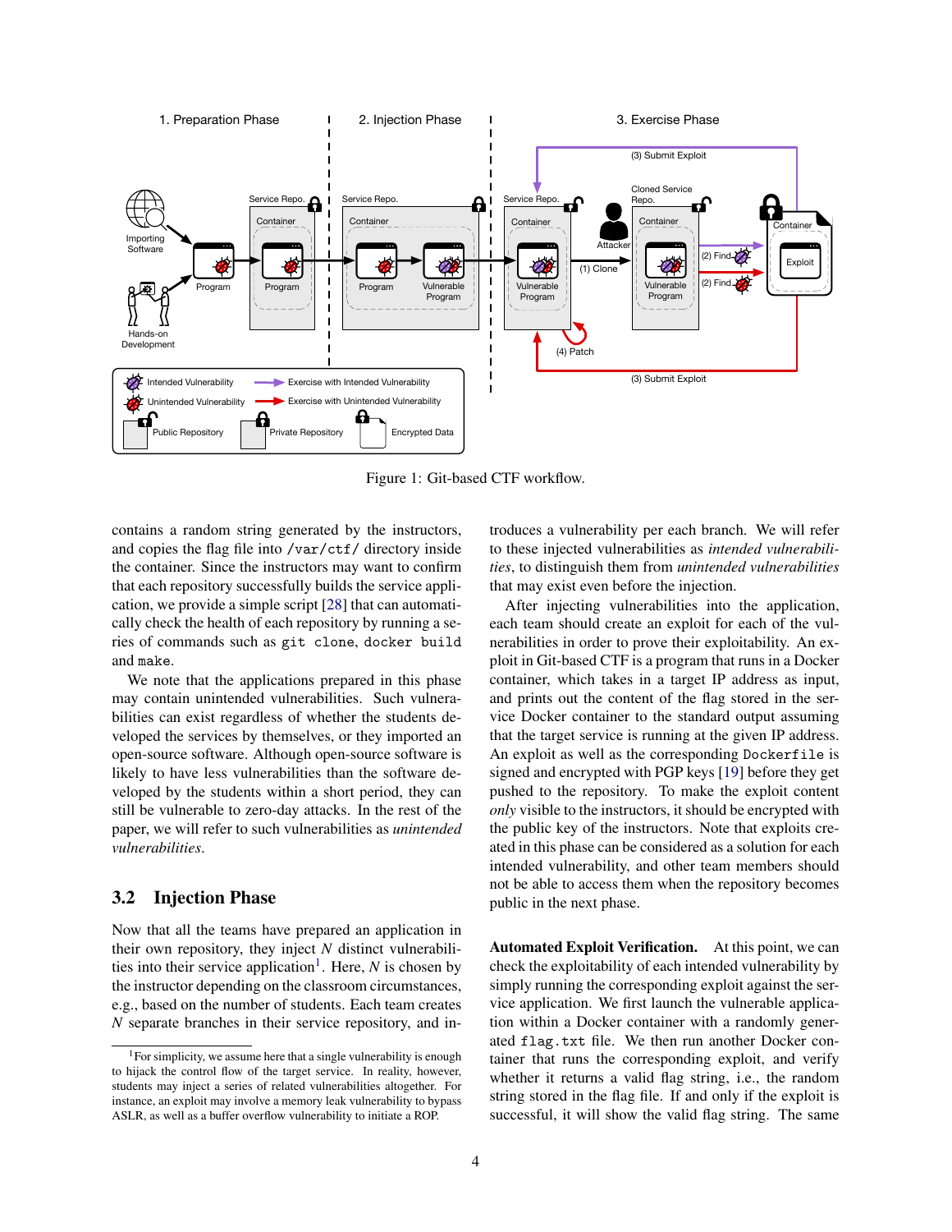Figure 1: Git-based CTF workflow.

contains a random string generated by the instructors, and copies the flag file into /var/ctf/ directory inside the container. Since the instructors may want to confirm that each repository successfully builds the service application, we provide a simple script [28] that can automatically check the health of each repository by running a series of commands such as `git clone`, `docker build` and `make`.

We note that the applications prepared in this phase may contain unintended vulnerabilities. Such vulnerabilities can exist regardless of whether the students developed the services by themselves, or they imported an open-source software. Although open-source software is likely to have less vulnerabilities than the software developed by the students within a short period, they can still be vulnerable to zero-day attacks. In the rest of the paper, we will refer to such vulnerabilities as *unintended vulnerabilities*.

## 3.2 Injection Phase

Now that all the teams have prepared an application in their own repository, they inject $N$ distinct vulnerabilities into their service application[1]. Here, $N$ is chosen by the instructor depending on the classroom circumstances, e.g., based on the number of students. Each team creates $N$ separate branches in their service repository, and introduces a vulnerability per each branch. We will refer to these injected vulnerabilities as *intended vulnerabilities*, to distinguish them from *unintended vulnerabilities* that may exist even before the injection.

After injecting vulnerabilities into the application, each team should create an exploit for each of the vulnerabilities in order to prove their exploitability. An exploit in Git-based CTF is a program that runs in a Docker container, which takes in a target IP address as input, and prints out the content of the flag stored in the service Docker container to the standard output assuming that the target service is running at the given IP address. An exploit as well as the corresponding `Dockerfile` is signed and encrypted with PGP keys [19] before they get pushed to the repository. To make the exploit content *only* visible to the instructors, it should be encrypted with the public key of the instructors. Note that exploits created in this phase can be considered as a solution for each intended vulnerability, and other team members should not be able to access them when the repository becomes public in the next phase.

**Automated Exploit Verification.** At this point, we can check the exploitability of each intended vulnerability by simply running the corresponding exploit against the service application. We first launch the vulnerable application within a Docker container with a randomly generated `flag.txt` file. We then run another Docker container that runs the corresponding exploit, and verify whether it returns a valid flag string, i.e., the random string stored in the flag file. If and only if the exploit is successful, it will show the valid flag string. The same

[1] For simplicity, we assume here that a single vulnerability is enough to hijack the control flow of the target service. In reality, however, students may inject a series of related vulnerabilities altogether. For instance, an exploit may involve a memory leak vulnerability to bypass ASLR, as well as a buffer overflow vulnerability to initiate a ROP.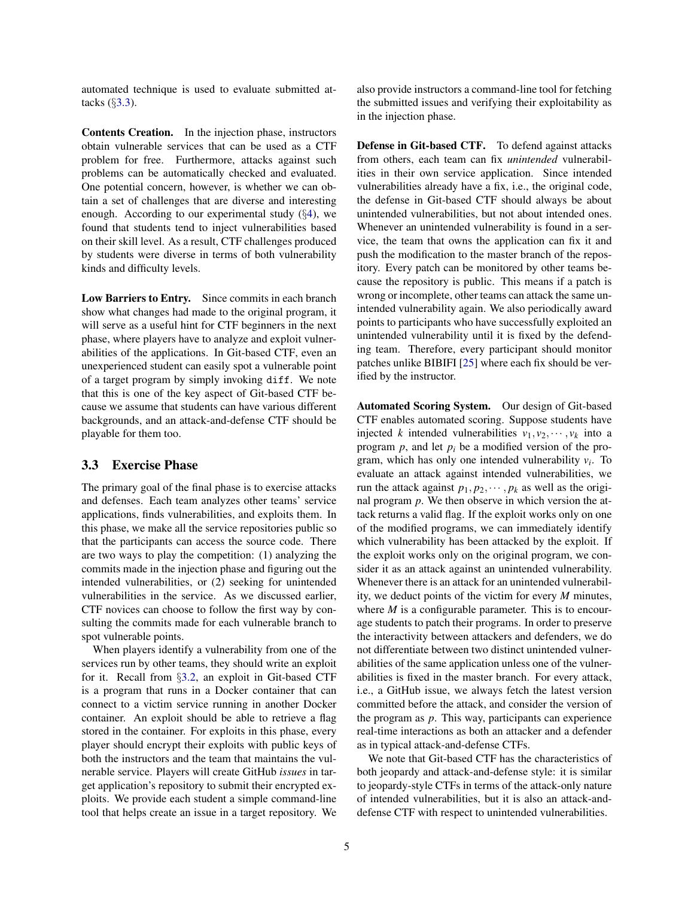automated technique is used to evaluate submitted attacks (§3.3).

**Contents Creation.** In the injection phase, instructors obtain vulnerable services that can be used as a CTF problem for free. Furthermore, attacks against such problems can be automatically checked and evaluated. One potential concern, however, is whether we can obtain a set of challenges that are diverse and interesting enough. According to our experimental study (§4), we found that students tend to inject vulnerabilities based on their skill level. As a result, CTF challenges produced by students were diverse in terms of both vulnerability kinds and difficulty levels.

**Low Barriers to Entry.** Since commits in each branch show what changes had made to the original program, it will serve as a useful hint for CTF beginners in the next phase, where players have to analyze and exploit vulnerabilities of the applications. In Git-based CTF, even an unexperienced student can easily spot a vulnerable point of a target program by simply invoking `diff`. We note that this is one of the key aspect of Git-based CTF because we assume that students can have various different backgrounds, and an attack-and-defense CTF should be playable for them too.

### 3.3 Exercise Phase

The primary goal of the final phase is to exercise attacks and defenses. Each team analyzes other teams' service applications, finds vulnerabilities, and exploits them. In this phase, we make all the service repositories public so that the participants can access the source code. There are two ways to play the competition: (1) analyzing the commits made in the injection phase and figuring out the intended vulnerabilities, or (2) seeking for unintended vulnerabilities in the service. As we discussed earlier, CTF novices can choose to follow the first way by consulting the commits made for each vulnerable branch to spot vulnerable points.

When players identify a vulnerability from one of the services run by other teams, they should write an exploit for it. Recall from §3.2, an exploit in Git-based CTF is a program that runs in a Docker container that can connect to a victim service running in another Docker container. An exploit should be able to retrieve a flag stored in the container. For exploits in this phase, every player should encrypt their exploits with public keys of both the instructors and the team that maintains the vulnerable service. Players will create GitHub *issues* in target application's repository to submit their encrypted exploits. We provide each student a simple command-line tool that helps create an issue in a target repository. We also provide instructors a command-line tool for fetching the submitted issues and verifying their exploitability as in the injection phase.

**Defense in Git-based CTF.** To defend against attacks from others, each team can fix *unintended* vulnerabilities in their own service application. Since intended vulnerabilities already have a fix, i.e., the original code, the defense in Git-based CTF should always be about unintended vulnerabilities, but not about intended ones. Whenever an unintended vulnerability is found in a service, the team that owns the application can fix it and push the modification to the master branch of the repository. Every patch can be monitored by other teams because the repository is public. This means if a patch is wrong or incomplete, other teams can attack the same unintended vulnerability again. We also periodically award points to participants who have successfully exploited an unintended vulnerability until it is fixed by the defending team. Therefore, every participant should monitor patches unlike BIBIFI [25] where each fix should be verified by the instructor.

**Automated Scoring System.** Our design of Git-based CTF enables automated scoring. Suppose students have injected $k$ intended vulnerabilities $v_1, v_2, \cdots, v_k$ into a program $p$, and let $p_i$ be a modified version of the program, which has only one intended vulnerability $v_i$. To evaluate an attack against intended vulnerabilities, we run the attack against $p_1, p_2, \cdots, p_k$ as well as the original program $p$. We then observe in which version the attack returns a valid flag. If the exploit works only on one of the modified programs, we can immediately identify which vulnerability has been attacked by the exploit. If the exploit works only on the original program, we consider it as an attack against an unintended vulnerability. Whenever there is an attack for an unintended vulnerability, we deduct points of the victim for every $M$ minutes, where $M$ is a configurable parameter. This is to encourage students to patch their programs. In order to preserve the interactivity between attackers and defenders, we do not differentiate between two distinct unintended vulnerabilities of the same application unless one of the vulnerabilities is fixed in the master branch. For every attack, i.e., a GitHub issue, we always fetch the latest version committed before the attack, and consider the version of the program as $p$. This way, participants can experience real-time interactions as both an attacker and a defender as in typical attack-and-defense CTFs.

We note that Git-based CTF has the characteristics of both jeopardy and attack-and-defense style: it is similar to jeopardy-style CTFs in terms of the attack-only nature of intended vulnerabilities, but it is also an attack-and-defense CTF with respect to unintended vulnerabilities.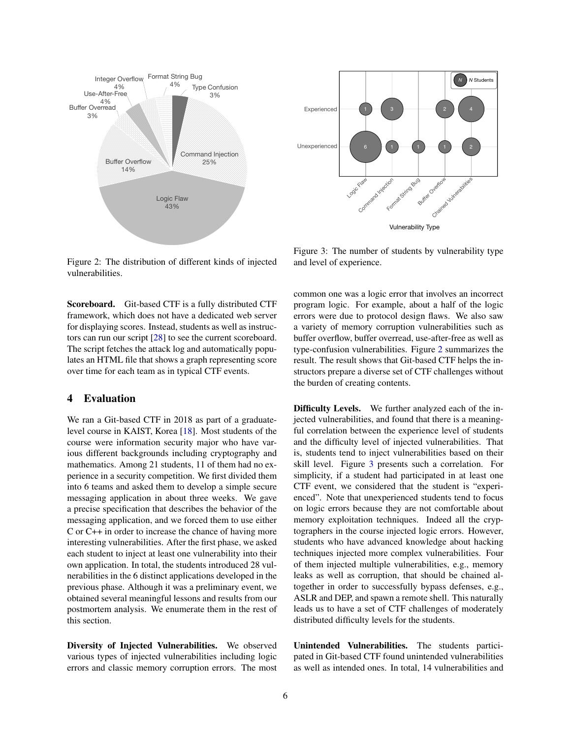Figure 2: The distribution of different kinds of injected vulnerabilities.

Figure 3: The number of students by vulnerability type and level of experience.

**Scoreboard.** Git-based CTF is a fully distributed CTF framework, which does not have a dedicated web server for displaying scores. Instead, students as well as instructors can run our script [28] to see the current scoreboard. The script fetches the attack log and automatically populates an HTML file that shows a graph representing score over time for each team as in typical CTF events.

## 4 Evaluation

We ran a Git-based CTF in 2018 as part of a graduate-level course in KAIST, Korea [18]. Most students of the course were information security major who have various different backgrounds including cryptography and mathematics. Among 21 students, 11 of them had no experience in a security competition. We first divided them into 6 teams and asked them to develop a simple secure messaging application in about three weeks. We gave a precise specification that describes the behavior of the messaging application, and we forced them to use either C or C++ in order to increase the chance of having more interesting vulnerabilities. After the first phase, we asked each student to inject at least one vulnerability into their own application. In total, the students introduced 28 vulnerabilities in the 6 distinct applications developed in the previous phase. Although it was a preliminary event, we obtained several meaningful lessons and results from our postmortem analysis. We enumerate them in the rest of this section.

**Diversity of Injected Vulnerabilities.** We observed various types of injected vulnerabilities including logic errors and classic memory corruption errors. The most common one was a logic error that involves an incorrect program logic. For example, about a half of the logic errors were due to protocol design flaws. We also saw a variety of memory corruption vulnerabilities such as buffer overflow, buffer overread, use-after-free as well as type-confusion vulnerabilities. Figure 2 summarizes the result. The result shows that Git-based CTF helps the instructors prepare a diverse set of CTF challenges without the burden of creating contents.

**Difficulty Levels.** We further analyzed each of the injected vulnerabilities, and found that there is a meaningful correlation between the experience level of students and the difficulty level of injected vulnerabilities. That is, students tend to inject vulnerabilities based on their skill level. Figure 3 presents such a correlation. For simplicity, if a student had participated in at least one CTF event, we considered that the student is "experienced". Note that unexperienced students tend to focus on logic errors because they are not comfortable about memory exploitation techniques. Indeed all the cryptographers in the course injected logic errors. However, students who have advanced knowledge about hacking techniques injected more complex vulnerabilities. Four of them injected multiple vulnerabilities, e.g., memory leaks as well as corruption, that should be chained altogether in order to successfully bypass defenses, e.g., ASLR and DEP, and spawn a remote shell. This naturally leads us to have a set of CTF challenges of moderately distributed difficulty levels for the students.

**Unintended Vulnerabilities.** The students participated in Git-based CTF found unintended vulnerabilities as well as intended ones. In total, 14 vulnerabilities and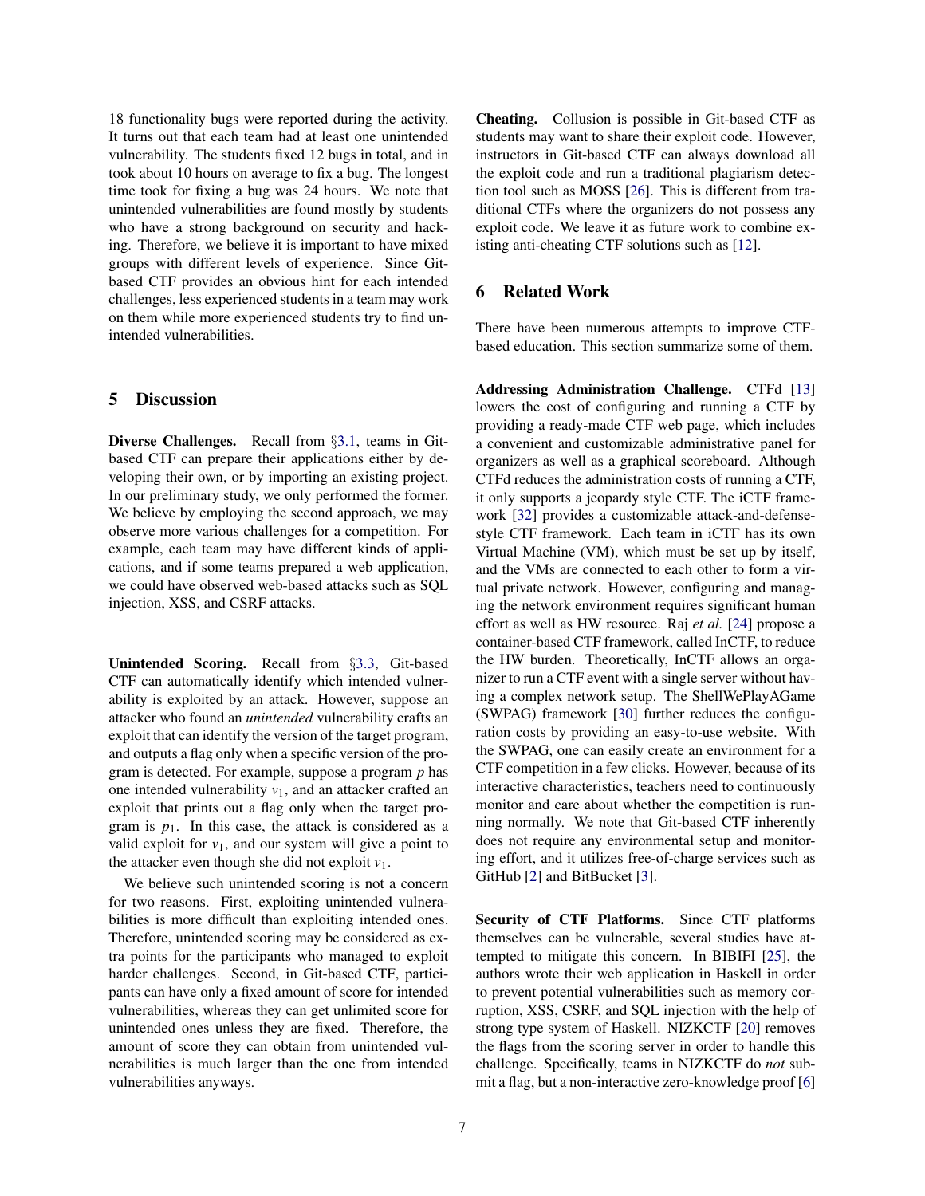18 functionality bugs were reported during the activity. It turns out that each team had at least one unintended vulnerability. The students fixed 12 bugs in total, and in took about 10 hours on average to fix a bug. The longest time took for fixing a bug was 24 hours. We note that unintended vulnerabilities are found mostly by students who have a strong background on security and hacking. Therefore, we believe it is important to have mixed groups with different levels of experience. Since Git-based CTF provides an obvious hint for each intended challenges, less experienced students in a team may work on them while more experienced students try to find unintended vulnerabilities.

## 5 Discussion

**Diverse Challenges.** Recall from §3.1, teams in Git-based CTF can prepare their applications either by developing their own, or by importing an existing project. In our preliminary study, we only performed the former. We believe by employing the second approach, we may observe more various challenges for a competition. For example, each team may have different kinds of applications, and if some teams prepared a web application, we could have observed web-based attacks such as SQL injection, XSS, and CSRF attacks.

**Unintended Scoring.** Recall from §3.3, Git-based CTF can automatically identify which intended vulnerability is exploited by an attack. However, suppose an attacker who found an *unintended* vulnerability crafts an exploit that can identify the version of the target program, and outputs a flag only when a specific version of the program is detected. For example, suppose a program $p$ has one intended vulnerability $v_1$, and an attacker crafted an exploit that prints out a flag only when the target program is $p_1$. In this case, the attack is considered as a valid exploit for $v_1$, and our system will give a point to the attacker even though she did not exploit $v_1$.

We believe such unintended scoring is not a concern for two reasons. First, exploiting unintended vulnerabilities is more difficult than exploiting intended ones. Therefore, unintended scoring may be considered as extra points for the participants who managed to exploit harder challenges. Second, in Git-based CTF, participants can have only a fixed amount of score for intended vulnerabilities, whereas they can get unlimited score for unintended ones unless they are fixed. Therefore, the amount of score they can obtain from unintended vulnerabilities is much larger than the one from intended vulnerabilities anyways.

**Cheating.** Collusion is possible in Git-based CTF as students may want to share their exploit code. However, instructors in Git-based CTF can always download all the exploit code and run a traditional plagiarism detection tool such as MOSS [26]. This is different from traditional CTFs where the organizers do not possess any exploit code. We leave it as future work to combine existing anti-cheating CTF solutions such as [12].

## 6 Related Work

There have been numerous attempts to improve CTF-based education. This section summarize some of them.

**Addressing Administration Challenge.** CTFd [13] lowers the cost of configuring and running a CTF by providing a ready-made CTF web page, which includes a convenient and customizable administrative panel for organizers as well as a graphical scoreboard. Although CTFd reduces the administration costs of running a CTF, it only supports a jeopardy style CTF. The iCTF framework [32] provides a customizable attack-and-defense-style CTF framework. Each team in iCTF has its own Virtual Machine (VM), which must be set up by itself, and the VMs are connected to each other to form a virtual private network. However, configuring and managing the network environment requires significant human effort as well as HW resource. Raj *et al.* [24] propose a container-based CTF framework, called InCTF, to reduce the HW burden. Theoretically, InCTF allows an organizer to run a CTF event with a single server without having a complex network setup. The ShellWePlayAGame (SWPAG) framework [30] further reduces the configuration costs by providing an easy-to-use website. With the SWPAG, one can easily create an environment for a CTF competition in a few clicks. However, because of its interactive characteristics, teachers need to continuously monitor and care about whether the competition is running normally. We note that Git-based CTF inherently does not require any environmental setup and monitoring effort, and it utilizes free-of-charge services such as GitHub [2] and BitBucket [3].

**Security of CTF Platforms.** Since CTF platforms themselves can be vulnerable, several studies have attempted to mitigate this concern. In BIBIFI [25], the authors wrote their web application in Haskell in order to prevent potential vulnerabilities such as memory corruption, XSS, CSRF, and SQL injection with the help of strong type system of Haskell. NIZKCTF [20] removes the flags from the scoring server in order to handle this challenge. Specifically, teams in NIZKCTF do *not* submit a flag, but a non-interactive zero-knowledge proof [6]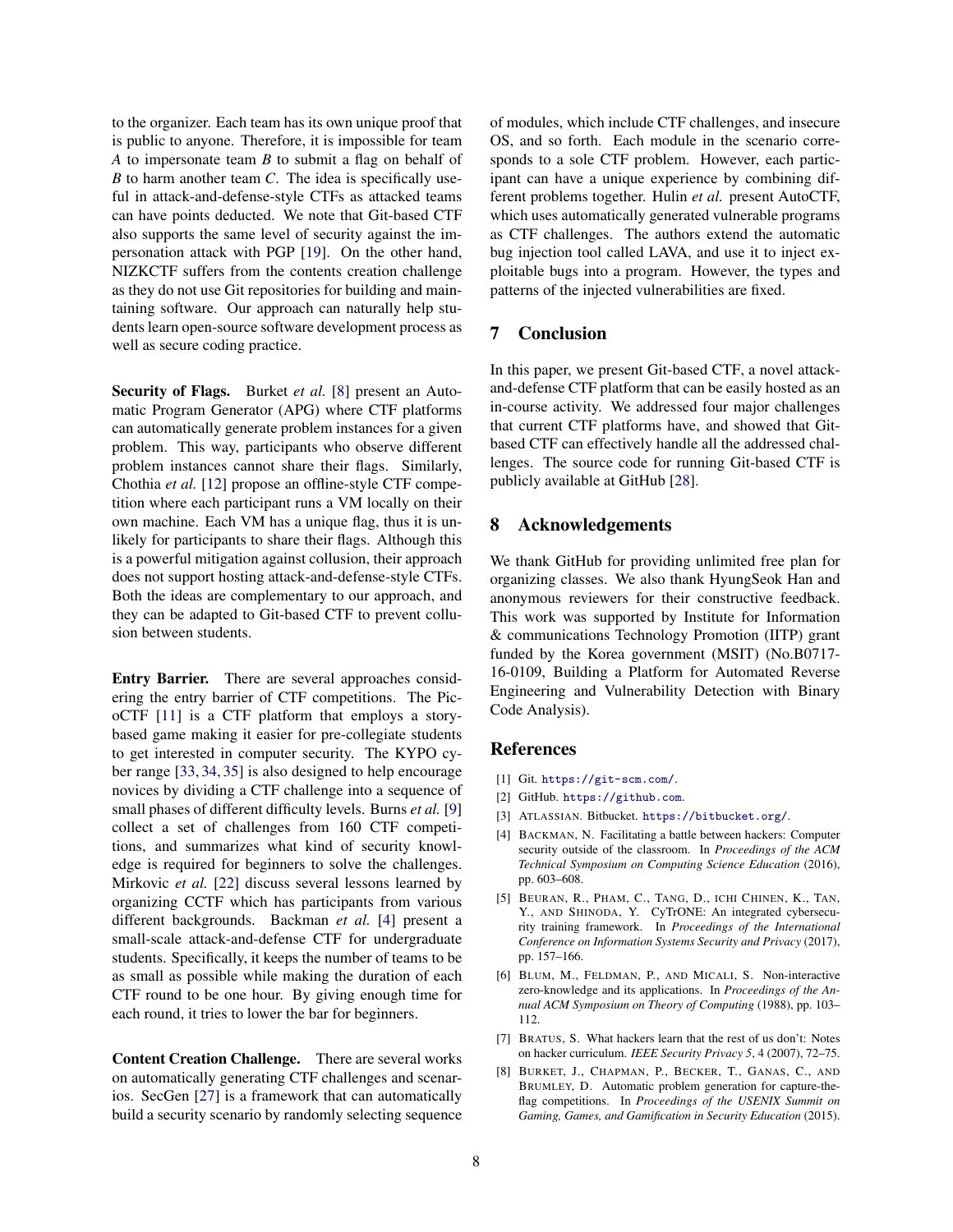to the organizer. Each team has its own unique proof that is public to anyone. Therefore, it is impossible for team *A* to impersonate team *B* to submit a flag on behalf of *B* to harm another team *C*. The idea is specifically useful in attack-and-defense-style CTFs as attacked teams can have points deducted. We note that Git-based CTF also supports the same level of security against the impersonation attack with PGP [19]. On the other hand, NIZKCTF suffers from the contents creation challenge as they do not use Git repositories for building and maintaining software. Our approach can naturally help students learn open-source software development process as well as secure coding practice.

**Security of Flags.** Burket *et al.* [8] present an Automatic Program Generator (APG) where CTF platforms can automatically generate problem instances for a given problem. This way, participants who observe different problem instances cannot share their flags. Similarly, Chothia *et al.* [12] propose an offline-style CTF competition where each participant runs a VM locally on their own machine. Each VM has a unique flag, thus it is unlikely for participants to share their flags. Although this is a powerful mitigation against collusion, their approach does not support hosting attack-and-defense-style CTFs. Both the ideas are complementary to our approach, and they can be adapted to Git-based CTF to prevent collusion between students.

**Entry Barrier.** There are several approaches considering the entry barrier of CTF competitions. The PicoCTF [11] is a CTF platform that employs a story-based game making it easier for pre-collegiate students to get interested in computer security. The KYPO cyber range [33, 34, 35] is also designed to help encourage novices by dividing a CTF challenge into a sequence of small phases of different difficulty levels. Burns *et al.* [9] collect a set of challenges from 160 CTF competitions, and summarizes what kind of security knowledge is required for beginners to solve the challenges. Mirkovic *et al.* [22] discuss several lessons learned by organizing CCTF which has participants from various different backgrounds. Backman *et al.* [4] present a small-scale attack-and-defense CTF for undergraduate students. Specifically, it keeps the number of teams to be as small as possible while making the duration of each CTF round to be one hour. By giving enough time for each round, it tries to lower the bar for beginners.

**Content Creation Challenge.** There are several works on automatically generating CTF challenges and scenarios. SecGen [27] is a framework that can automatically build a security scenario by randomly selecting sequence of modules, which include CTF challenges, and insecure OS, and so forth. Each module in the scenario corresponds to a sole CTF problem. However, each participant can have a unique experience by combining different problems together. Hulin *et al.* present AutoCTF, which uses automatically generated vulnerable programs as CTF challenges. The authors extend the automatic bug injection tool called LAVA, and use it to inject exploitable bugs into a program. However, the types and patterns of the injected vulnerabilities are fixed.

## 7 Conclusion

In this paper, we present Git-based CTF, a novel attack-and-defense CTF platform that can be easily hosted as an in-course activity. We addressed four major challenges that current CTF platforms have, and showed that Git-based CTF can effectively handle all the addressed challenges. The source code for running Git-based CTF is publicly available at GitHub [28].

## 8 Acknowledgements

We thank GitHub for providing unlimited free plan for organizing classes. We also thank HyungSeok Han and anonymous reviewers for their constructive feedback. This work was supported by Institute for Information & communications Technology Promotion (IITP) grant funded by the Korea government (MSIT) (No.B0717-16-0109, Building a Platform for Automated Reverse Engineering and Vulnerability Detection with Binary Code Analysis).

## References

[1] Git. https://git-scm.com/.

[2] GitHub. https://github.com.

[3] ATLASSIAN. Bitbucket. https://bitbucket.org/.

[4] BACKMAN, N. Facilitating a battle between hackers: Computer security outside of the classroom. In *Proceedings of the ACM Technical Symposium on Computing Science Education* (2016), pp. 603–608.

[5] BEURAN, R., PHAM, C., TANG, D., ICHI CHINEN, K., TAN, Y., AND SHINODA, Y. CyTrONE: An integrated cybersecurity training framework. In *Proceedings of the International Conference on Information Systems Security and Privacy* (2017), pp. 157–166.

[6] BLUM, M., FELDMAN, P., AND MICALI, S. Non-interactive zero-knowledge and its applications. In *Proceedings of the Annual ACM Symposium on Theory of Computing* (1988), pp. 103–112.

[7] BRATUS, S. What hackers learn that the rest of us don't: Notes on hacker curriculum. *IEEE Security Privacy 5*, 4 (2007), 72–75.

[8] BURKET, J., CHAPMAN, P., BECKER, T., GANAS, C., AND BRUMLEY, D. Automatic problem generation for capture-the-flag competitions. In *Proceedings of the USENIX Summit on Gaming, Games, and Gamification in Security Education* (2015).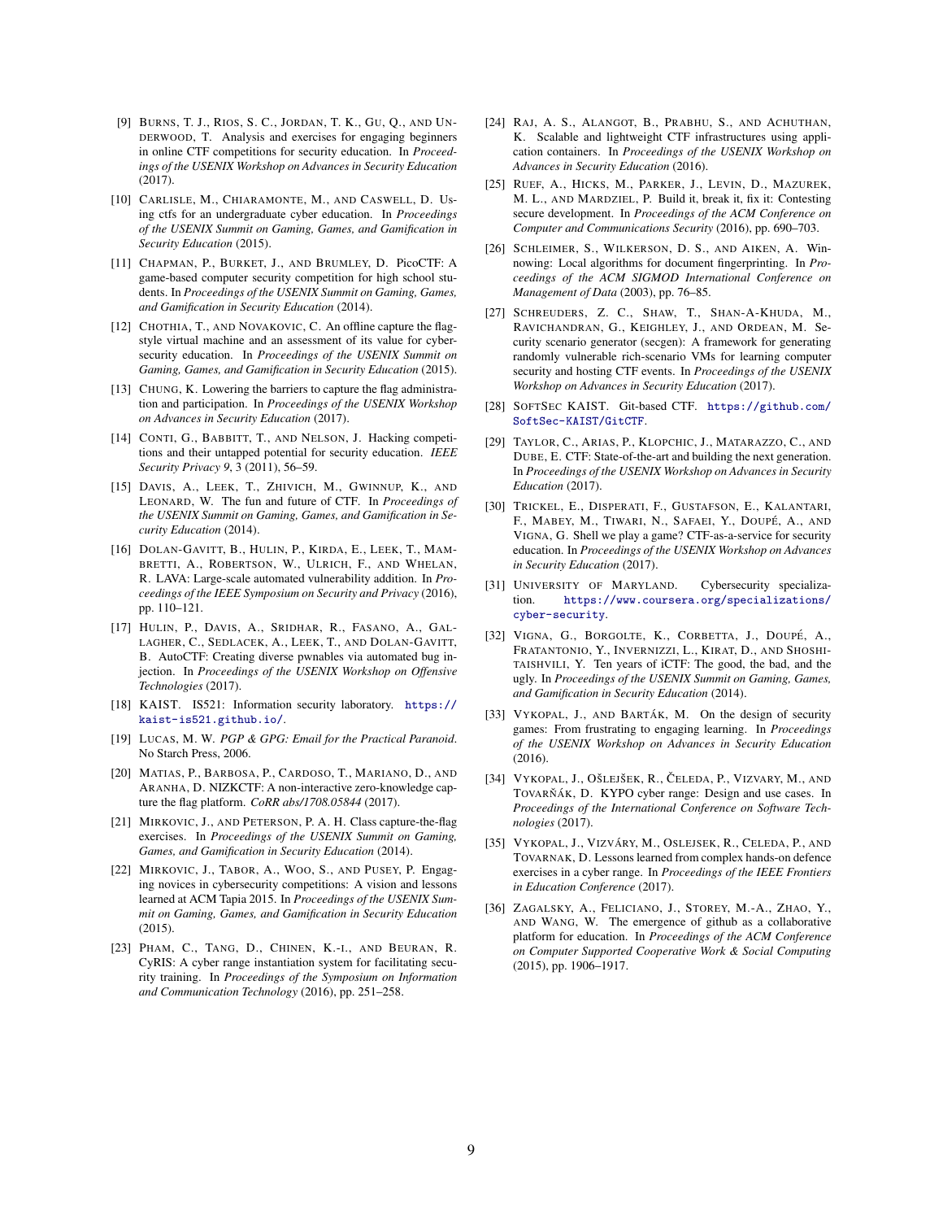[9] Burns, T. J., Rios, S. C., Jordan, T. K., Gu, Q., and Underwood, T. Analysis and exercises for engaging beginners in online CTF competitions for security education. In *Proceedings of the USENIX Workshop on Advances in Security Education* (2017).

[10] Carlisle, M., Chiaramonte, M., and Caswell, D. Using ctfs for an undergraduate cyber education. In *Proceedings of the USENIX Summit on Gaming, Games, and Gamification in Security Education* (2015).

[11] Chapman, P., Burket, J., and Brumley, D. PicoCTF: A game-based computer security competition for high school students. In *Proceedings of the USENIX Summit on Gaming, Games, and Gamification in Security Education* (2014).

[12] Chothia, T., and Novakovic, C. An offline capture the flag-style virtual machine and an assessment of its value for cybersecurity education. In *Proceedings of the USENIX Summit on Gaming, Games, and Gamification in Security Education* (2015).

[13] Chung, K. Lowering the barriers to capture the flag administration and participation. In *Proceedings of the USENIX Workshop on Advances in Security Education* (2017).

[14] Conti, G., Babbitt, T., and Nelson, J. Hacking competitions and their untapped potential for security education. *IEEE Security Privacy 9*, 3 (2011), 56–59.

[15] Davis, A., Leek, T., Zhivich, M., Gwinnup, K., and Leonard, W. The fun and future of CTF. In *Proceedings of the USENIX Summit on Gaming, Games, and Gamification in Security Education* (2014).

[16] Dolan-Gavitt, B., Hulin, P., Kirda, E., Leek, T., Mambretti, A., Robertson, W., Ulrich, F., and Whelan, R. LAVA: Large-scale automated vulnerability addition. In *Proceedings of the IEEE Symposium on Security and Privacy* (2016), pp. 110–121.

[17] Hulin, P., Davis, A., Sridhar, R., Fasano, A., Gallagher, C., Sedlacek, A., Leek, T., and Dolan-Gavitt, B. AutoCTF: Creating diverse pwnables via automated bug injection. In *Proceedings of the USENIX Workshop on Offensive Technologies* (2017).

[18] KAIST. IS521: Information security laboratory. https://kaist-is521.github.io/.

[19] Lucas, M. W. *PGP & GPG: Email for the Practical Paranoid*. No Starch Press, 2006.

[20] Matias, P., Barbosa, P., Cardoso, T., Mariano, D., and Aranha, D. NIZKCTF: A non-interactive zero-knowledge capture the flag platform. *CoRR abs/1708.05844* (2017).

[21] Mirkovic, J., and Peterson, P. A. H. Class capture-the-flag exercises. In *Proceedings of the USENIX Summit on Gaming, Games, and Gamification in Security Education* (2014).

[22] Mirkovic, J., Tabor, A., Woo, S., and Pusey, P. Engaging novices in cybersecurity competitions: A vision and lessons learned at ACM Tapia 2015. In *Proceedings of the USENIX Summit on Gaming, Games, and Gamification in Security Education* (2015).

[23] Pham, C., Tang, D., Chinen, K.-i., and Beuran, R. CyRIS: A cyber range instantiation system for facilitating security training. In *Proceedings of the Symposium on Information and Communication Technology* (2016), pp. 251–258.

[24] Raj, A. S., Alangot, B., Prabhu, S., and Achuthan, K. Scalable and lightweight CTF infrastructures using application containers. In *Proceedings of the USENIX Workshop on Advances in Security Education* (2016).

[25] Ruef, A., Hicks, M., Parker, J., Levin, D., Mazurek, M. L., and Mardziel, P. Build it, break it, fix it: Contesting secure development. In *Proceedings of the ACM Conference on Computer and Communications Security* (2016), pp. 690–703.

[26] Schleimer, S., Wilkerson, D. S., and Aiken, A. Winnowing: Local algorithms for document fingerprinting. In *Proceedings of the ACM SIGMOD International Conference on Management of Data* (2003), pp. 76–85.

[27] Schreuders, Z. C., Shaw, T., Shan-A-Khuda, M., Ravichandran, G., Keighley, J., and Ordean, M. Security scenario generator (secgen): A framework for generating randomly vulnerable rich-scenario VMs for learning computer security and hosting CTF events. In *Proceedings of the USENIX Workshop on Advances in Security Education* (2017).

[28] SoftSec KAIST. Git-based CTF. https://github.com/SoftSec-KAIST/GitCTF.

[29] Taylor, C., Arias, P., Klopchic, J., Matarazzo, C., and Dube, E. CTF: State-of-the-art and building the next generation. In *Proceedings of the USENIX Workshop on Advances in Security Education* (2017).

[30] Trickel, E., Disperati, F., Gustafson, E., Kalantari, F., Mabey, M., Tiwari, N., Safaei, Y., Doupé, A., and Vigna, G. Shell we play a game? CTF-as-a-service for security education. In *Proceedings of the USENIX Workshop on Advances in Security Education* (2017).

[31] University of Maryland. Cybersecurity specialization. https://www.coursera.org/specializations/cyber-security.

[32] Vigna, G., Borgolte, K., Corbetta, J., Doupé, A., Fratantonio, Y., Invernizzi, L., Kirat, D., and Shoshitaishvili, Y. Ten years of iCTF: The good, the bad, and the ugly. In *Proceedings of the USENIX Summit on Gaming, Games, and Gamification in Security Education* (2014).

[33] Vykopal, J., and Barták, M. On the design of security games: From frustrating to engaging learning. In *Proceedings of the USENIX Workshop on Advances in Security Education* (2016).

[34] Vykopal, J., Ošlejšek, R., Čeleda, P., Vizvary, M., and Tovarňák, D. KYPO cyber range: Design and use cases. In *Proceedings of the International Conference on Software Technologies* (2017).

[35] Vykopal, J., Vizváry, M., Oslejsek, R., Celeda, P., and Tovarnak, D. Lessons learned from complex hands-on defence exercises in a cyber range. In *Proceedings of the IEEE Frontiers in Education Conference* (2017).

[36] Zagalsky, A., Feliciano, J., Storey, M.-A., Zhao, Y., and Wang, W. The emergence of github as a collaborative platform for education. In *Proceedings of the ACM Conference on Computer Supported Cooperative Work & Social Computing* (2015), pp. 1906–1917.